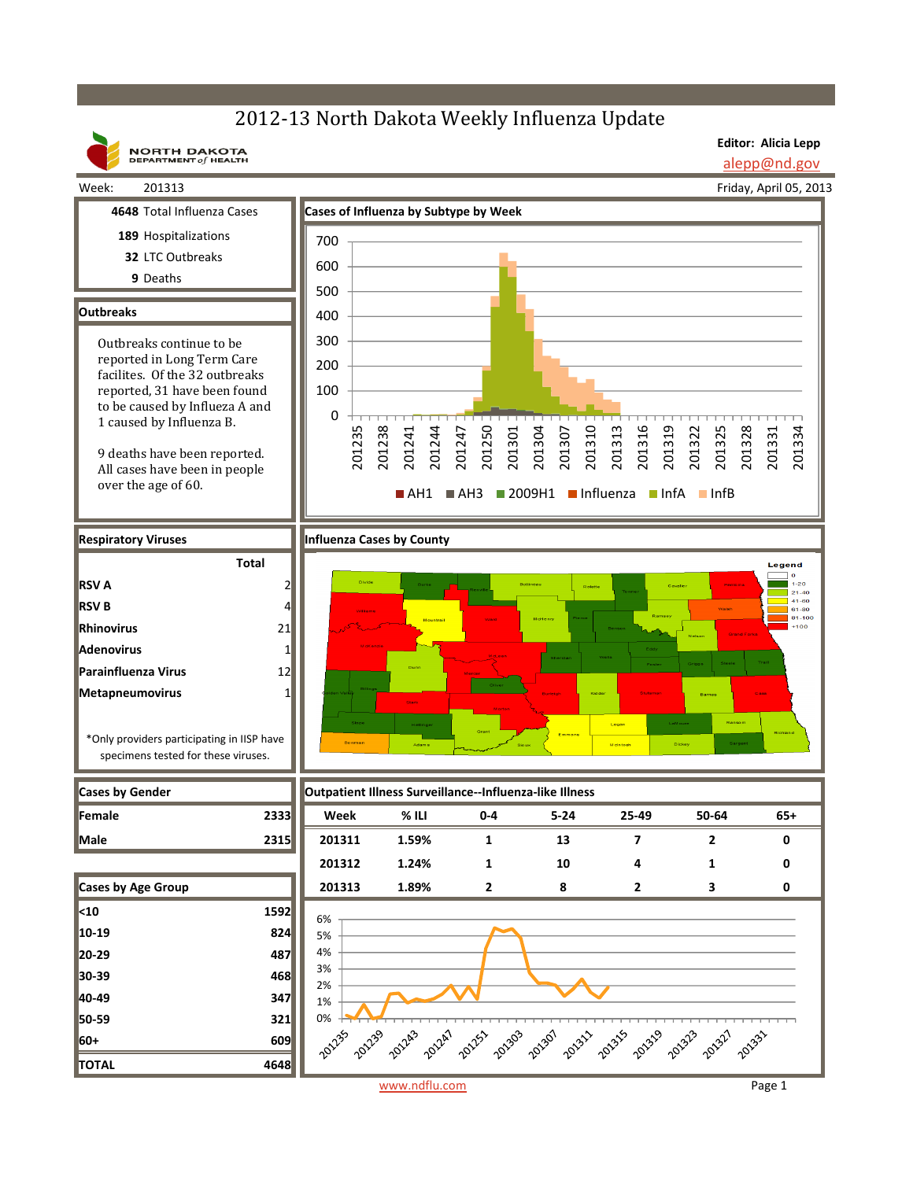# 2012-13 North Dakota Weekly Influenza Update

NORTH DAKOTA DEPARTMENT of HEALTH

**Editor: Alicia Lepp**
alepp@nd.gov

Week: 201313

Friday, April 05, 2013

**4648** Total Influenza Cases

**189** Hospitalizations

**32** LTC Outbreaks

**9** Deaths

## Outbreaks

Outbreaks continue to be reported in Long Term Care facilites. Of the 32 outbreaks reported, 31 have been found to be caused by Influeza A and 1 caused by Influenza B.

9 deaths have been reported. All cases have been in people over the age of 60.

## Cases of Influenza by Subtype by Week

AH1 AH3 2009H1 Influenza InfA InfB

## Respiratory Viruses

| | Total |
|---|---|
| RSV A | 2 |
| RSV B | 4 |
| Rhinovirus | 21 |
| Adenovirus | 1 |
| Parainfluenza Virus | 12 |
| Metapneumovirus | 1 |

*Only providers participating in IISP have specimens tested for these viruses.

## Influenza Cases by County

Legend: 0, 1-20, 21-40, 41-60, 61-80, 81-100, >100

## Cases by Gender

| | |
|---|---|
| Female | 2333 |
| Male | 2315 |

## Cases by Age Group

| | |
|---|---|
| <10 | 1592 |
| 10-19 | 824 |
| 20-29 | 487 |
| 30-39 | 468 |
| 40-49 | 347 |
| 50-59 | 321 |
| 60+ | 609 |
| TOTAL | 4648 |

## Outpatient Illness Surveillance--Influenza-like Illness

| Week | % ILI | 0-4 | 5-24 | 25-49 | 50-64 | 65+ |
|---|---|---|---|---|---|---|
| 201311 | 1.59% | 1 | 13 | 7 | 2 | 0 |
| 201312 | 1.24% | 1 | 10 | 4 | 1 | 0 |
| 201313 | 1.89% | 2 | 8 | 2 | 3 | 0 |

www.ndflu.com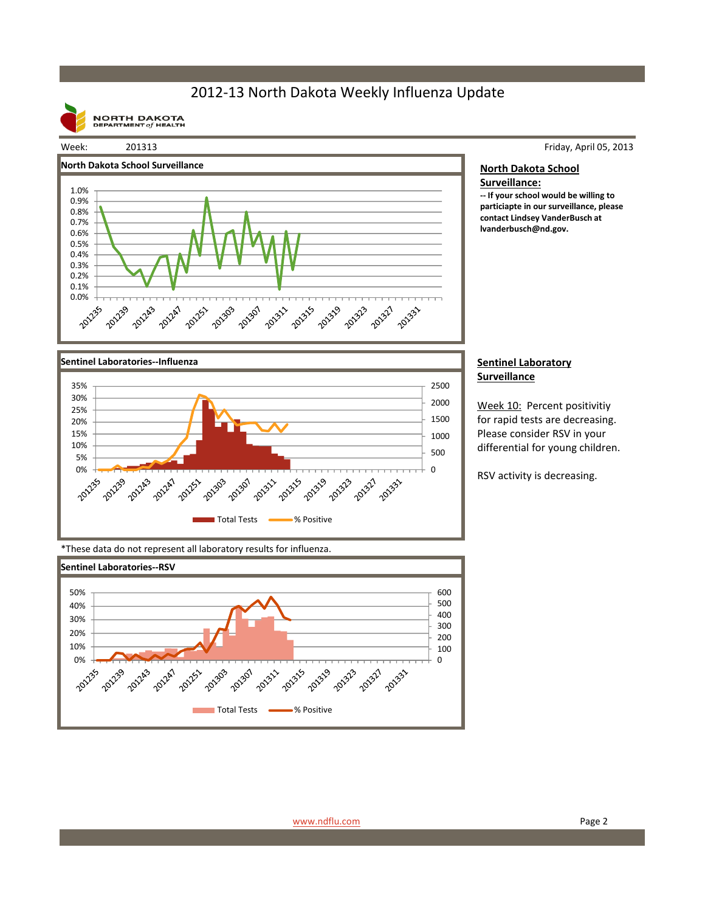# 2012-13 North Dakota Weekly Influenza Update

NORTH DAKOTA DEPARTMENT of HEALTH

Week: 201313

Friday, April 05, 2013

## North Dakota School Surveillance

1.0%
0.9%
0.8%
0.7%
0.6%
0.5%
0.4%
0.3%
0.2%
0.1%
0.0%

201235 201239 201243 201247 201251 201303 201307 201311 201315 201319 201323 201327 201331

### North Dakota School Surveillance:

**-- If your school would be willing to particiapte in our surveillance, please contact Lindsey VanderBusch at lvanderbusch@nd.gov.**

## Sentinel Laboratories--Influenza

35%
30%
25%
20%
15%
10%
5%
0%

2500
2000
1500
1000
500
0

201235 201239 201243 201247 201251 201303 201307 201311 201315 201319 201323 201327 201331

Total Tests
% Positive

*These data do not represent all laboratory results for influenza.

### Sentinel Laboratory Surveillance

Week 10: Percent positivitiy for rapid tests are decreasing. Please consider RSV in your differential for young children.

RSV activity is decreasing.

## Sentinel Laboratories--RSV

50%
40%
30%
20%
10%
0%

600
500
400
300
200
100
0

201235 201239 201243 201247 201251 201303 201307 201311 201315 201319 201323 201327 201331

Total Tests
% Positive

www.ndflu.com